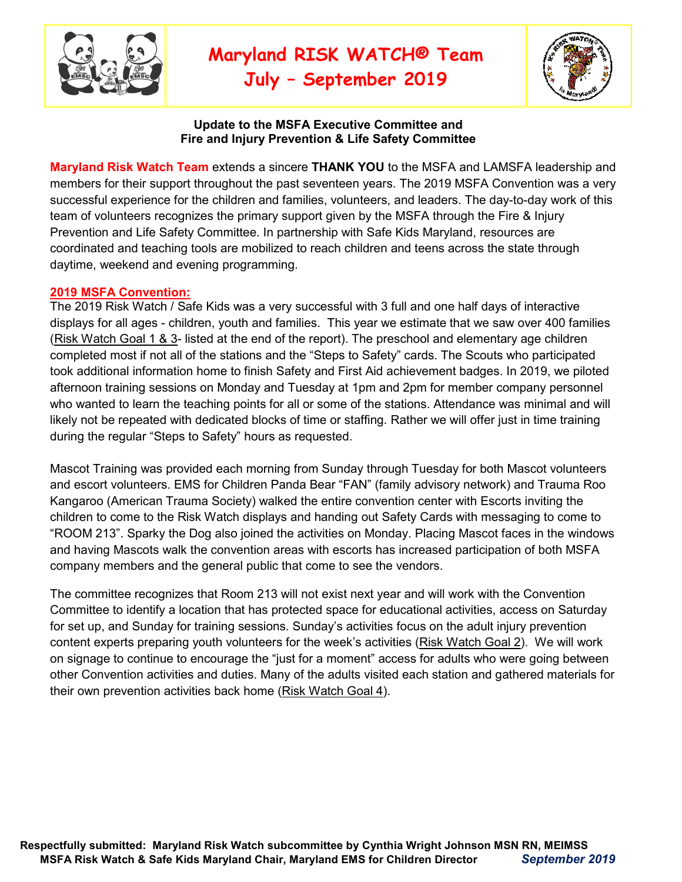# Maryland RISK WATCH® Team
# July – September 2019

**Update to the MSFA Executive Committee and**
**Fire and Injury Prevention & Life Safety Committee**

**Maryland Risk Watch Team** extends a sincere **THANK YOU** to the MSFA and LAMSFA leadership and members for their support throughout the past seventeen years. The 2019 MSFA Convention was a very successful experience for the children and families, volunteers, and leaders. The day-to-day work of this team of volunteers recognizes the primary support given by the MSFA through the Fire & Injury Prevention and Life Safety Committee. In partnership with Safe Kids Maryland, resources are coordinated and teaching tools are mobilized to reach children and teens across the state through daytime, weekend and evening programming.

**2019 MSFA Convention:**

The 2019 Risk Watch / Safe Kids was a very successful with 3 full and one half days of interactive displays for all ages - children, youth and families. This year we estimate that we saw over 400 families (Risk Watch Goal 1 & 3- listed at the end of the report). The preschool and elementary age children completed most if not all of the stations and the "Steps to Safety" cards. The Scouts who participated took additional information home to finish Safety and First Aid achievement badges. In 2019, we piloted afternoon training sessions on Monday and Tuesday at 1pm and 2pm for member company personnel who wanted to learn the teaching points for all or some of the stations. Attendance was minimal and will likely not be repeated with dedicated blocks of time or staffing. Rather we will offer just in time training during the regular "Steps to Safety" hours as requested.

Mascot Training was provided each morning from Sunday through Tuesday for both Mascot volunteers and escort volunteers. EMS for Children Panda Bear "FAN" (family advisory network) and Trauma Roo Kangaroo (American Trauma Society) walked the entire convention center with Escorts inviting the children to come to the Risk Watch displays and handing out Safety Cards with messaging to come to "ROOM 213". Sparky the Dog also joined the activities on Monday. Placing Mascot faces in the windows and having Mascots walk the convention areas with escorts has increased participation of both MSFA company members and the general public that come to see the vendors.

The committee recognizes that Room 213 will not exist next year and will work with the Convention Committee to identify a location that has protected space for educational activities, access on Saturday for set up, and Sunday for training sessions. Sunday's activities focus on the adult injury prevention content experts preparing youth volunteers for the week's activities (Risk Watch Goal 2). We will work on signage to continue to encourage the "just for a moment" access for adults who were going between other Convention activities and duties. Many of the adults visited each station and gathered materials for their own prevention activities back home (Risk Watch Goal 4).

**Respectfully submitted: Maryland Risk Watch subcommittee by Cynthia Wright Johnson MSN RN, MEIMSS**
**MSFA Risk Watch & Safe Kids Maryland Chair, Maryland EMS for Children Director** ***September 2019***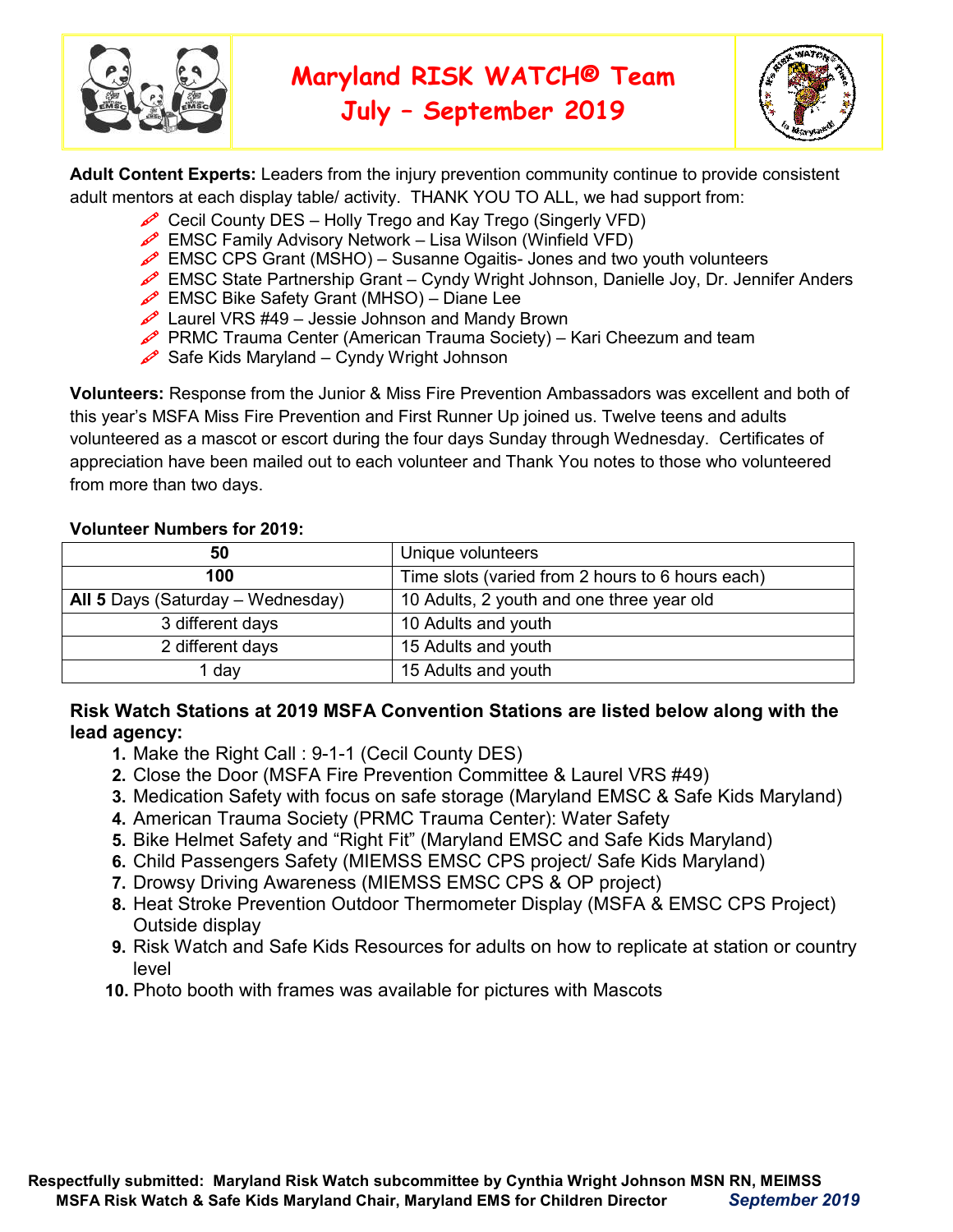# Maryland RISK WATCH® Team
## July – September 2019

**Adult Content Experts:** Leaders from the injury prevention community continue to provide consistent adult mentors at each display table/ activity. THANK YOU TO ALL, we had support from:

- Cecil County DES – Holly Trego and Kay Trego (Singerly VFD)
- EMSC Family Advisory Network – Lisa Wilson (Winfield VFD)
- EMSC CPS Grant (MSHO) – Susanne Ogaitis- Jones and two youth volunteers
- EMSC State Partnership Grant – Cyndy Wright Johnson, Danielle Joy, Dr. Jennifer Anders
- EMSC Bike Safety Grant (MHSO) – Diane Lee
- Laurel VRS #49 – Jessie Johnson and Mandy Brown
- PRMC Trauma Center (American Trauma Society) – Kari Cheezum and team
- Safe Kids Maryland – Cyndy Wright Johnson

**Volunteers:** Response from the Junior & Miss Fire Prevention Ambassadors was excellent and both of this year's MSFA Miss Fire Prevention and First Runner Up joined us. Twelve teens and adults volunteered as a mascot or escort during the four days Sunday through Wednesday. Certificates of appreciation have been mailed out to each volunteer and Thank You notes to those who volunteered from more than two days.

**Volunteer Numbers for 2019:**

| **50** | Unique volunteers |
|---|---|
| **100** | Time slots (varied from 2 hours to 6 hours each) |
| **All 5** Days (Saturday – Wednesday) | 10 Adults, 2 youth and one three year old |
| 3 different days | 10 Adults and youth |
| 2 different days | 15 Adults and youth |
| 1 day | 15 Adults and youth |

**Risk Watch Stations at 2019 MSFA Convention Stations are listed below along with the lead agency:**

1. Make the Right Call : 9-1-1 (Cecil County DES)
2. Close the Door (MSFA Fire Prevention Committee & Laurel VRS #49)
3. Medication Safety with focus on safe storage (Maryland EMSC & Safe Kids Maryland)
4. American Trauma Society (PRMC Trauma Center): Water Safety
5. Bike Helmet Safety and "Right Fit" (Maryland EMSC and Safe Kids Maryland)
6. Child Passengers Safety (MIEMSS EMSC CPS project/ Safe Kids Maryland)
7. Drowsy Driving Awareness (MIEMSS EMSC CPS & OP project)
8. Heat Stroke Prevention Outdoor Thermometer Display (MSFA & EMSC CPS Project) Outside display
9. Risk Watch and Safe Kids Resources for adults on how to replicate at station or country level
10. Photo booth with frames was available for pictures with Mascots

**Respectfully submitted: Maryland Risk Watch subcommittee by Cynthia Wright Johnson MSN RN, MEIMSS MSFA Risk Watch & Safe Kids Maryland Chair, Maryland EMS for Children Director** *September 2019*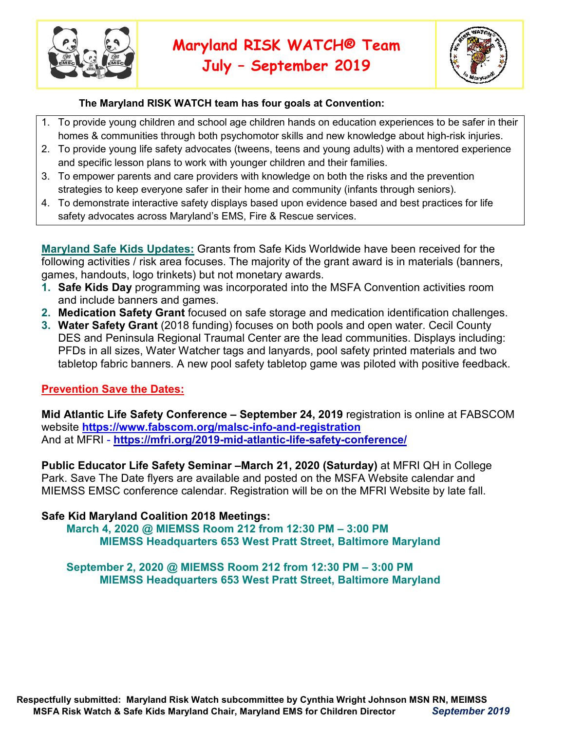# Maryland RISK WATCH® Team
## July – September 2019

**The Maryland RISK WATCH team has four goals at Convention:**

1. To provide young children and school age children hands on education experiences to be safer in their homes & communities through both psychomotor skills and new knowledge about high-risk injuries.
2. To provide young life safety advocates (tweens, teens and young adults) with a mentored experience and specific lesson plans to work with younger children and their families.
3. To empower parents and care providers with knowledge on both the risks and the prevention strategies to keep everyone safer in their home and community (infants through seniors).
4. To demonstrate interactive safety displays based upon evidence based and best practices for life safety advocates across Maryland's EMS, Fire & Rescue services.

**Maryland Safe Kids Updates:** Grants from Safe Kids Worldwide have been received for the following activities / risk area focuses. The majority of the grant award is in materials (banners, games, handouts, logo trinkets) but not monetary awards.

1. **Safe Kids Day** programming was incorporated into the MSFA Convention activities room and include banners and games.
2. **Medication Safety Grant** focused on safe storage and medication identification challenges.
3. **Water Safety Grant** (2018 funding) focuses on both pools and open water. Cecil County DES and Peninsula Regional Traumal Center are the lead communities. Displays including: PFDs in all sizes, Water Watcher tags and lanyards, pool safety printed materials and two tabletop fabric banners. A new pool safety tabletop game was piloted with positive feedback.

**Prevention Save the Dates:**

**Mid Atlantic Life Safety Conference – September 24, 2019** registration is online at FABSCOM website **https://www.fabscom.org/malsc-info-and-registration**
And at MFRI - **https://mfri.org/2019-mid-atlantic-life-safety-conference/**

**Public Educator Life Safety Seminar –March 21, 2020 (Saturday)** at MFRI QH in College Park. Save The Date flyers are available and posted on the MSFA Website calendar and MIEMSS EMSC conference calendar. Registration will be on the MFRI Website by late fall.

**Safe Kid Maryland Coalition 2018 Meetings:**

**March 4, 2020 @ MIEMSS Room 212 from 12:30 PM – 3:00 PM**
**MIEMSS Headquarters 653 West Pratt Street, Baltimore Maryland**

**September 2, 2020 @ MIEMSS Room 212 from 12:30 PM – 3:00 PM**
**MIEMSS Headquarters 653 West Pratt Street, Baltimore Maryland**

**Respectfully submitted: Maryland Risk Watch subcommittee by Cynthia Wright Johnson MSN RN, MEIMSS MSFA Risk Watch & Safe Kids Maryland Chair, Maryland EMS for Children Director** ***September 2019***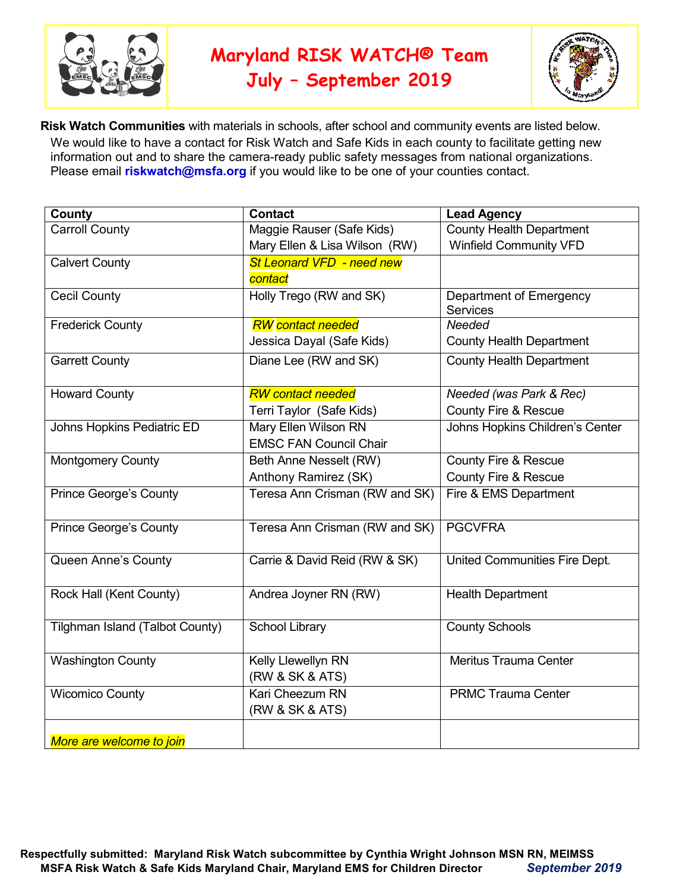# Maryland RISK WATCH® Team
## July – September 2019

**Risk Watch Communities** with materials in schools, after school and community events are listed below. We would like to have a contact for Risk Watch and Safe Kids in each county to facilitate getting new information out and to share the camera-ready public safety messages from national organizations. Please email **riskwatch@msfa.org** if you would like to be one of your counties contact.

| County | Contact | Lead Agency |
|---|---|---|
| Carroll County | Maggie Rauser (Safe Kids)<br>Mary Ellen & Lisa Wilson (RW) | County Health Department<br>Winfield Community VFD |
| Calvert County | *St Leonard VFD - need new contact* | |
| Cecil County | Holly Trego (RW and SK) | Department of Emergency Services |
| Frederick County | *RW contact needed*<br>Jessica Dayal (Safe Kids) | *Needed*<br>County Health Department |
| Garrett County | Diane Lee (RW and SK) | County Health Department |
| Howard County | *RW contact needed*<br>Terri Taylor (Safe Kids) | *Needed (was Park & Rec)*<br>County Fire & Rescue |
| Johns Hopkins Pediatric ED | Mary Ellen Wilson RN<br>EMSC FAN Council Chair | Johns Hopkins Children's Center |
| Montgomery County | Beth Anne Nesselt (RW)<br>Anthony Ramirez (SK) | County Fire & Rescue<br>County Fire & Rescue |
| Prince George's County | Teresa Ann Crisman (RW and SK) | Fire & EMS Department |
| Prince George's County | Teresa Ann Crisman (RW and SK) | PGCVFRA |
| Queen Anne's County | Carrie & David Reid (RW & SK) | United Communities Fire Dept. |
| Rock Hall (Kent County) | Andrea Joyner RN (RW) | Health Department |
| Tilghman Island (Talbot County) | School Library | County Schools |
| Washington County | Kelly Llewellyn RN<br>(RW & SK & ATS) | Meritus Trauma Center |
| Wicomico County | Kari Cheezum RN<br>(RW & SK & ATS) | PRMC Trauma Center |
| *More are welcome to join* | | |

**Respectfully submitted: Maryland Risk Watch subcommittee by Cynthia Wright Johnson MSN RN, MEIMSS**
**MSFA Risk Watch & Safe Kids Maryland Chair, Maryland EMS for Children Director** *September 2019*